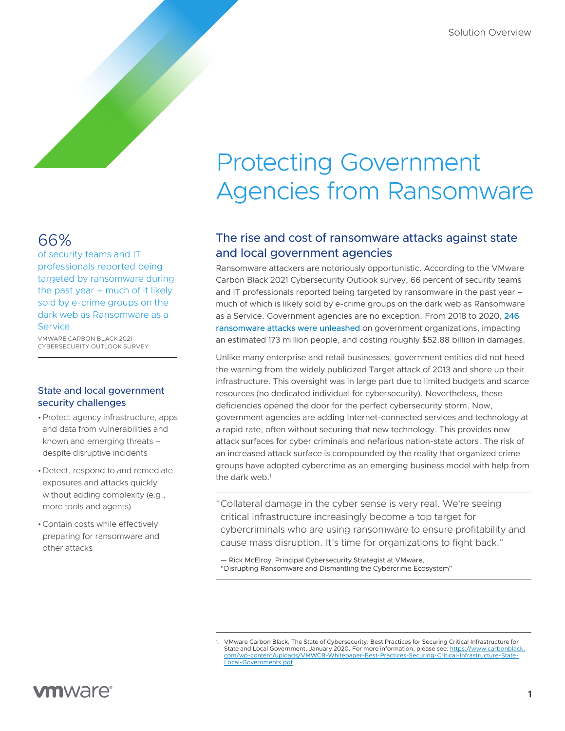Solution Overview

# Protecting Government Agencies from Ransomware

## The rise and cost of ransomware attacks against state and local government agencies

Ransomware attackers are notoriously opportunistic. According to the VMware Carbon Black 2021 Cybersecurity Outlook survey, 66 percent of security teams and IT professionals reported being targeted by ransomware in the past year – much of which is likely sold by e-crime groups on the dark web as Ransomware as a Service. Government agencies are no exception. From 2018 to 2020, 246 ransomware attacks were unleashed on government organizations, impacting an estimated 173 million people, and costing roughly $52.88 billion in damages.

Unlike many enterprise and retail businesses, government entities did not heed the warning from the widely publicized Target attack of 2013 and shore up their infrastructure. This oversight was in large part due to limited budgets and scarce resources (no dedicated individual for cybersecurity). Nevertheless, these deficiencies opened the door for the perfect cybersecurity storm. Now, government agencies are adding Internet-connected services and technology at a rapid rate, often without securing that new technology. This provides new attack surfaces for cyber criminals and nefarious nation-state actors. The risk of an increased attack surface is compounded by the reality that organized crime groups have adopted cybercrime as an emerging business model with help from the dark web.[1]

> "Collateral damage in the cyber sense is very real. We're seeing critical infrastructure increasingly become a top target for cybercriminals who are using ransomware to ensure profitability and cause mass disruption. It's time for organizations to fight back."
>
> — Rick McElroy, Principal Cybersecurity Strategist at VMware, "Disrupting Ransomware and Dismantling the Cybercrime Ecosystem"

## 66%

of security teams and IT professionals reported being targeted by ransomware during the past year – much of it likely sold by e-crime groups on the dark web as Ransomware as a Service.

VMWARE CARBON BLACK 2021 CYBERSECURITY OUTLOOK SURVEY

### State and local government security challenges

- Protect agency infrastructure, apps and data from vulnerabilities and known and emerging threats – despite disruptive incidents
- Detect, respond to and remediate exposures and attacks quickly without adding complexity (e.g., more tools and agents)
- Contain costs while effectively preparing for ransomware and other attacks

1. VMware Carbon Black, The State of Cybersecurity: Best Practices for Securing Critical Infrastructure for State and Local Government, January 2020. For more information, please see: https://www.carbonblack.com/wp-content/uploads/VMWCB-Whitepaper-Best-Practices-Securing-Critical-Infrastructure-State-Local-Governments.pdf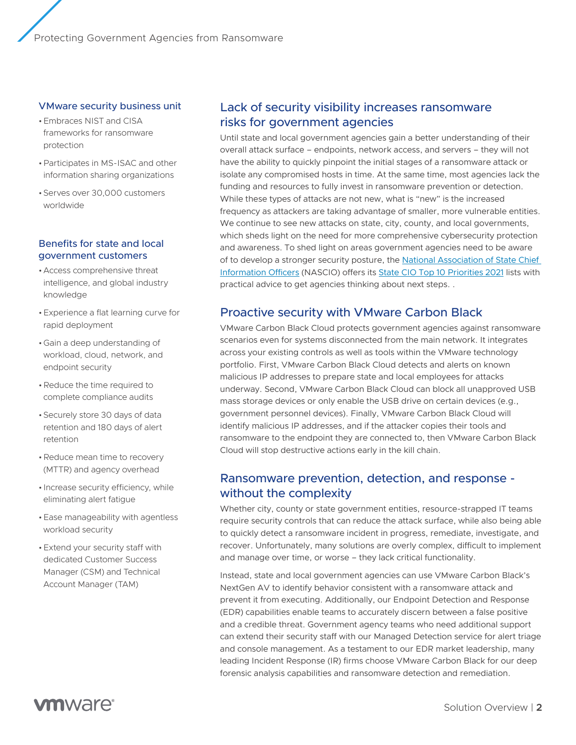### VMware security business unit

- Embraces NIST and CISA frameworks for ransomware protection
- Participates in MS-ISAC and other information sharing organizations
- Serves over 30,000 customers worldwide

### Benefits for state and local government customers

- Access comprehensive threat intelligence, and global industry knowledge
- Experience a flat learning curve for rapid deployment
- Gain a deep understanding of workload, cloud, network, and endpoint security
- Reduce the time required to complete compliance audits
- Securely store 30 days of data retention and 180 days of alert retention
- Reduce mean time to recovery (MTTR) and agency overhead
- Increase security efficiency, while eliminating alert fatigue
- Ease manageability with agentless workload security
- Extend your security staff with dedicated Customer Success Manager (CSM) and Technical Account Manager (TAM)

## Lack of security visibility increases ransomware risks for government agencies

Until state and local government agencies gain a better understanding of their overall attack surface – endpoints, network access, and servers – they will not have the ability to quickly pinpoint the initial stages of a ransomware attack or isolate any compromised hosts in time. At the same time, most agencies lack the funding and resources to fully invest in ransomware prevention or detection. While these types of attacks are not new, what is "new" is the increased frequency as attackers are taking advantage of smaller, more vulnerable entities. We continue to see new attacks on state, city, county, and local governments, which sheds light on the need for more comprehensive cybersecurity protection and awareness. To shed light on areas government agencies need to be aware of to develop a stronger security posture, the National Association of State Chief Information Officers (NASCIO) offers its State CIO Top 10 Priorities 2021 lists with practical advice to get agencies thinking about next steps. .

## Proactive security with VMware Carbon Black

VMware Carbon Black Cloud protects government agencies against ransomware scenarios even for systems disconnected from the main network. It integrates across your existing controls as well as tools within the VMware technology portfolio. First, VMware Carbon Black Cloud detects and alerts on known malicious IP addresses to prepare state and local employees for attacks underway. Second, VMware Carbon Black Cloud can block all unapproved USB mass storage devices or only enable the USB drive on certain devices (e.g., government personnel devices). Finally, VMware Carbon Black Cloud will identify malicious IP addresses, and if the attacker copies their tools and ransomware to the endpoint they are connected to, then VMware Carbon Black Cloud will stop destructive actions early in the kill chain.

## Ransomware prevention, detection, and response - without the complexity

Whether city, county or state government entities, resource-strapped IT teams require security controls that can reduce the attack surface, while also being able to quickly detect a ransomware incident in progress, remediate, investigate, and recover. Unfortunately, many solutions are overly complex, difficult to implement and manage over time, or worse – they lack critical functionality.

Instead, state and local government agencies can use VMware Carbon Black's NextGen AV to identify behavior consistent with a ransomware attack and prevent it from executing. Additionally, our Endpoint Detection and Response (EDR) capabilities enable teams to accurately discern between a false positive and a credible threat. Government agency teams who need additional support can extend their security staff with our Managed Detection service for alert triage and console management. As a testament to our EDR market leadership, many leading Incident Response (IR) firms choose VMware Carbon Black for our deep forensic analysis capabilities and ransomware detection and remediation.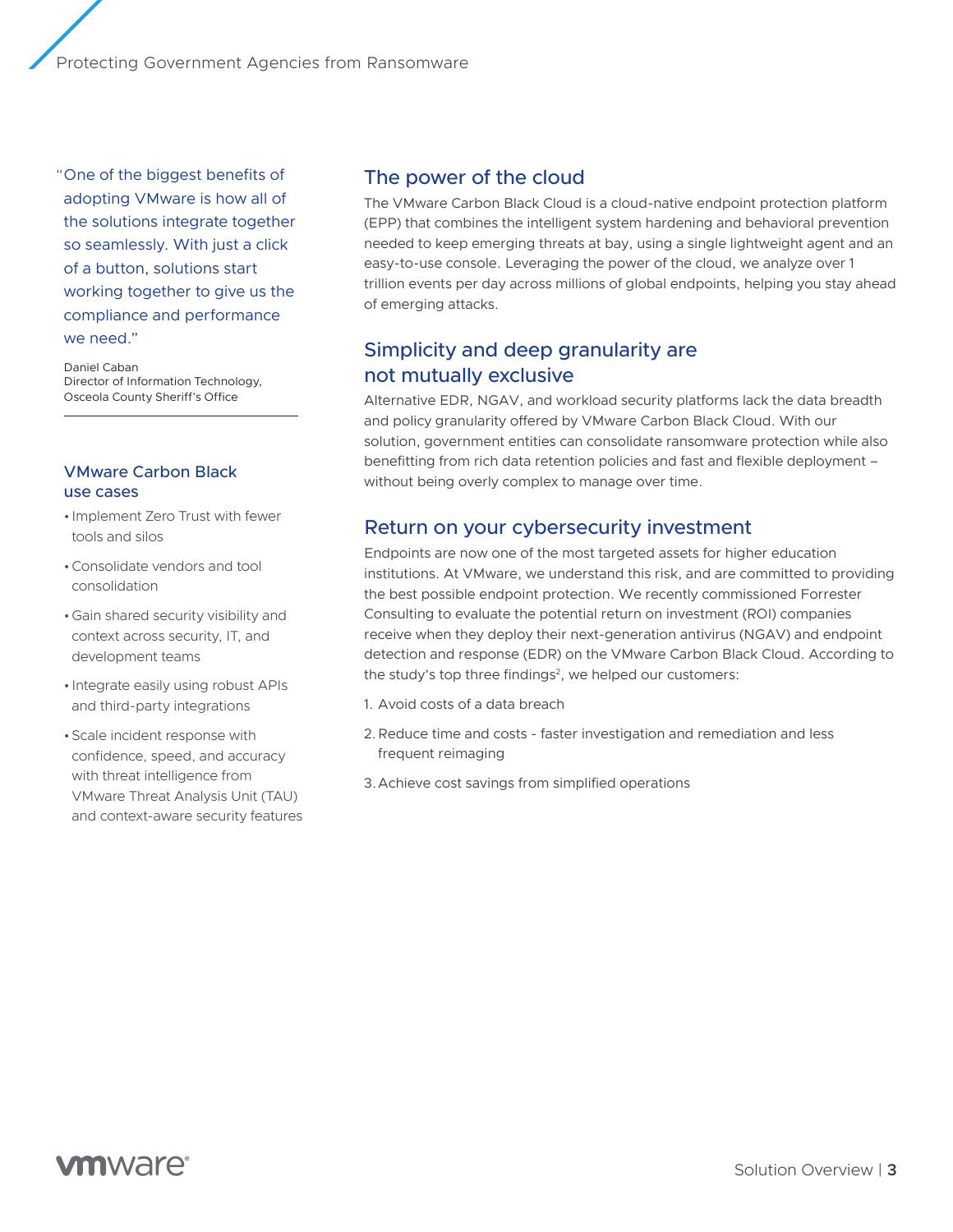> "One of the biggest benefits of adopting VMware is how all of the solutions integrate together so seamlessly. With just a click of a button, solutions start working together to give us the compliance and performance we need."

Daniel Caban
Director of Information Technology,
Osceola County Sheriff's Office

## VMware Carbon Black use cases

- Implement Zero Trust with fewer tools and silos
- Consolidate vendors and tool consolidation
- Gain shared security visibility and context across security, IT, and development teams
- Integrate easily using robust APIs and third-party integrations
- Scale incident response with confidence, speed, and accuracy with threat intelligence from VMware Threat Analysis Unit (TAU) and context-aware security features

## The power of the cloud

The VMware Carbon Black Cloud is a cloud-native endpoint protection platform (EPP) that combines the intelligent system hardening and behavioral prevention needed to keep emerging threats at bay, using a single lightweight agent and an easy-to-use console. Leveraging the power of the cloud, we analyze over 1 trillion events per day across millions of global endpoints, helping you stay ahead of emerging attacks.

## Simplicity and deep granularity are not mutually exclusive

Alternative EDR, NGAV, and workload security platforms lack the data breadth and policy granularity offered by VMware Carbon Black Cloud. With our solution, government entities can consolidate ransomware protection while also benefitting from rich data retention policies and fast and flexible deployment – without being overly complex to manage over time.

## Return on your cybersecurity investment

Endpoints are now one of the most targeted assets for higher education institutions. At VMware, we understand this risk, and are committed to providing the best possible endpoint protection. We recently commissioned Forrester Consulting to evaluate the potential return on investment (ROI) companies receive when they deploy their next-generation antivirus (NGAV) and endpoint detection and response (EDR) on the VMware Carbon Black Cloud. According to the study's top three findings[2], we helped our customers:

1. Avoid costs of a data breach
2. Reduce time and costs - faster investigation and remediation and less frequent reimaging
3. Achieve cost savings from simplified operations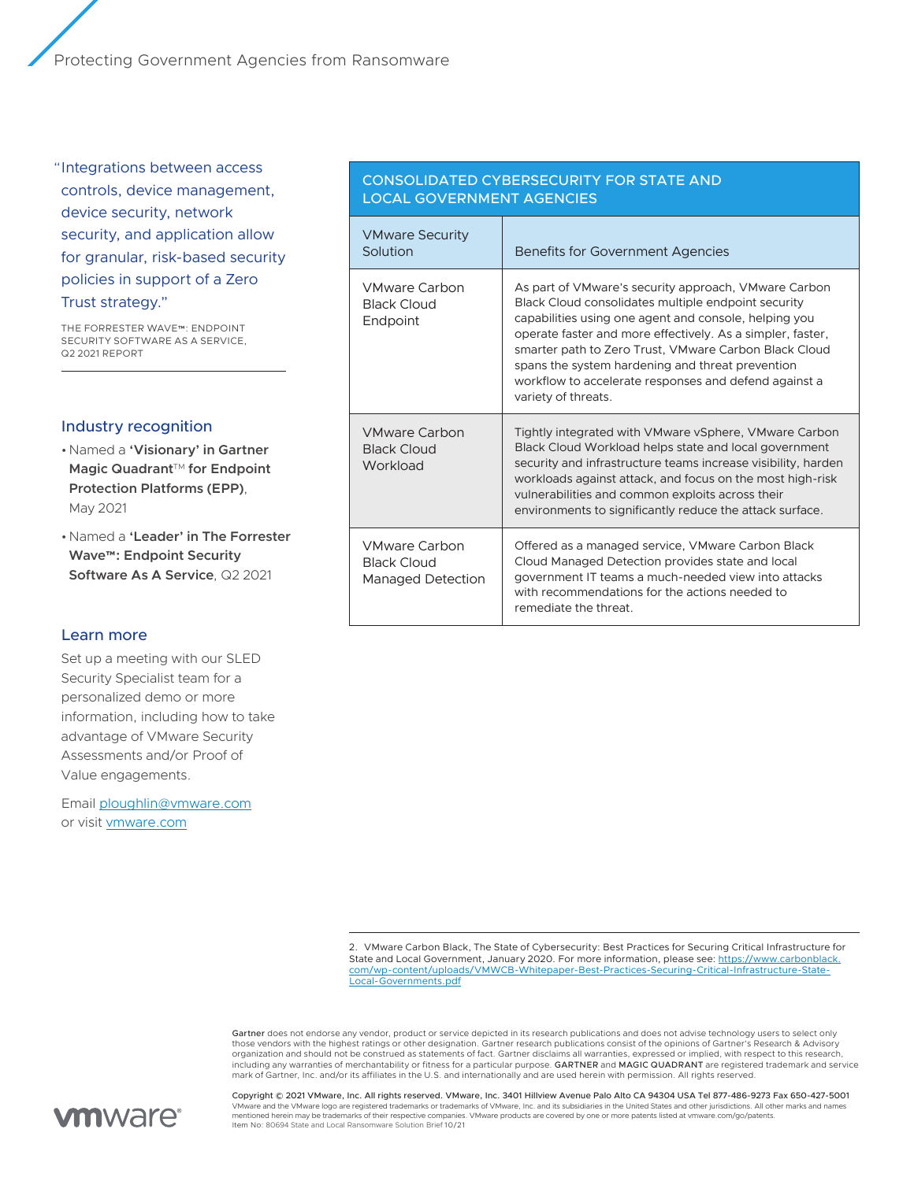"Integrations between access controls, device management, device security, network security, and application allow for granular, risk-based security policies in support of a Zero Trust strategy."

THE FORRESTER WAVE™: ENDPOINT SECURITY SOFTWARE AS A SERVICE, Q2 2021 REPORT

## Industry recognition

- Named a **'Visionary' in Gartner Magic Quadrant™ for Endpoint Protection Platforms (EPP)**, May 2021
- Named a **'Leader' in The Forrester Wave™: Endpoint Security Software As A Service**, Q2 2021

## Learn more

Set up a meeting with our SLED Security Specialist team for a personalized demo or more information, including how to take advantage of VMware Security Assessments and/or Proof of Value engagements.

Email ploughlin@vmware.com or visit vmware.com

## CONSOLIDATED CYBERSECURITY FOR STATE AND LOCAL GOVERNMENT AGENCIES

| VMware Security Solution | Benefits for Government Agencies |
|---|---|
| VMware Carbon Black Cloud Endpoint | As part of VMware's security approach, VMware Carbon Black Cloud consolidates multiple endpoint security capabilities using one agent and console, helping you operate faster and more effectively. As a simpler, faster, smarter path to Zero Trust, VMware Carbon Black Cloud spans the system hardening and threat prevention workflow to accelerate responses and defend against a variety of threats. |
| VMware Carbon Black Cloud Workload | Tightly integrated with VMware vSphere, VMware Carbon Black Cloud Workload helps state and local government security and infrastructure teams increase visibility, harden workloads against attack, and focus on the most high-risk vulnerabilities and common exploits across their environments to significantly reduce the attack surface. |
| VMware Carbon Black Cloud Managed Detection | Offered as a managed service, VMware Carbon Black Cloud Managed Detection provides state and local government IT teams a much-needed view into attacks with recommendations for the actions needed to remediate the threat. |

2. VMware Carbon Black, The State of Cybersecurity: Best Practices for Securing Critical Infrastructure for State and Local Government, January 2020. For more information, please see: https://www.carbonblack.com/wp-content/uploads/VMWCB-Whitepaper-Best-Practices-Securing-Critical-Infrastructure-State-Local-Governments.pdf

**Gartner** does not endorse any vendor, product or service depicted in its research publications and does not advise technology users to select only those vendors with the highest ratings or other designation. Gartner research publications consist of the opinions of Gartner's Research & Advisory organization and should not be construed as statements of fact. Gartner disclaims all warranties, expressed or implied, with respect to this research, including any warranties of merchantability or fitness for a particular purpose. GARTNER and MAGIC QUADRANT are registered trademark and service mark of Gartner, Inc. and/or its affiliates in the U.S. and internationally and are used herein with permission. All rights reserved.

Copyright © 2021 VMware, Inc. All rights reserved. VMware, Inc. 3401 Hillview Avenue Palo Alto CA 94304 USA Tel 877-486-9273 Fax 650-427-5001 VMware and the VMware logo are registered trademarks or trademarks of VMware, Inc. and its subsidiaries in the United States and other jurisdictions. All other marks and names mentioned herein may be trademarks of their respective companies. VMware products are covered by one or more patents listed at vmware.com/go/patents.
Item No: 80694 State and Local Ransomware Solution Brief 10/21